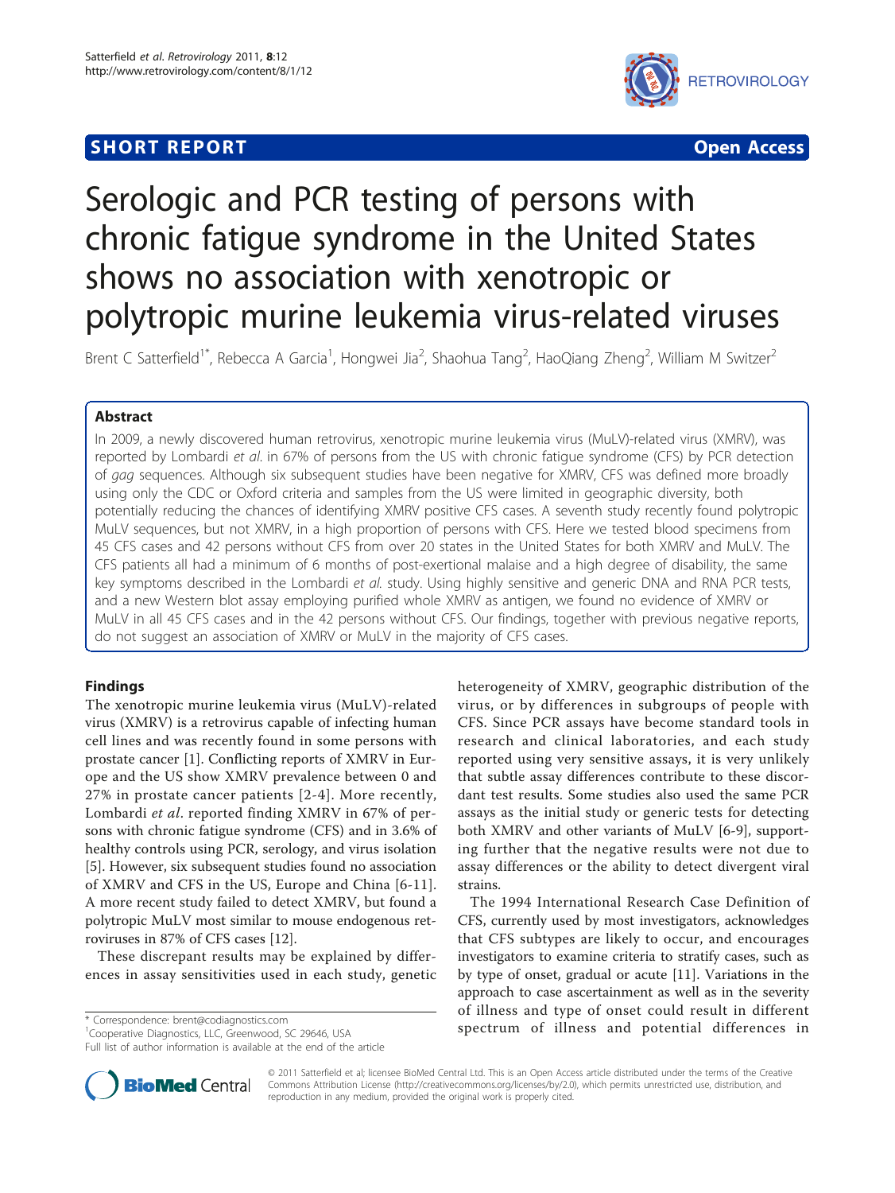SHORT REPORT

Open Access

# Serologic and PCR testing of persons with chronic fatigue syndrome in the United States shows no association with xenotropic or polytropic murine leukemia virus-related viruses

Brent C Satterfield[1*], Rebecca A Garcia[1], Hongwei Jia[2], Shaohua Tang[2], HaoQiang Zheng[2], William M Switzer[2]

## Abstract

In 2009, a newly discovered human retrovirus, xenotropic murine leukemia virus (MuLV)-related virus (XMRV), was reported by Lombardi *et al*. in 67% of persons from the US with chronic fatigue syndrome (CFS) by PCR detection of *gag* sequences. Although six subsequent studies have been negative for XMRV, CFS was defined more broadly using only the CDC or Oxford criteria and samples from the US were limited in geographic diversity, both potentially reducing the chances of identifying XMRV positive CFS cases. A seventh study recently found polytropic MuLV sequences, but not XMRV, in a high proportion of persons with CFS. Here we tested blood specimens from 45 CFS cases and 42 persons without CFS from over 20 states in the United States for both XMRV and MuLV. The CFS patients all had a minimum of 6 months of post-exertional malaise and a high degree of disability, the same key symptoms described in the Lombardi *et al.* study. Using highly sensitive and generic DNA and RNA PCR tests, and a new Western blot assay employing purified whole XMRV as antigen, we found no evidence of XMRV or MuLV in all 45 CFS cases and in the 42 persons without CFS. Our findings, together with previous negative reports, do not suggest an association of XMRV or MuLV in the majority of CFS cases.

## Findings

The xenotropic murine leukemia virus (MuLV)-related virus (XMRV) is a retrovirus capable of infecting human cell lines and was recently found in some persons with prostate cancer [1]. Conflicting reports of XMRV in Europe and the US show XMRV prevalence between 0 and 27% in prostate cancer patients [2-4]. More recently, Lombardi *et al*. reported finding XMRV in 67% of persons with chronic fatigue syndrome (CFS) and in 3.6% of healthy controls using PCR, serology, and virus isolation [5]. However, six subsequent studies found no association of XMRV and CFS in the US, Europe and China [6-11]. A more recent study failed to detect XMRV, but found a polytropic MuLV most similar to mouse endogenous retroviruses in 87% of CFS cases [12].

These discrepant results may be explained by differences in assay sensitivities used in each study, genetic heterogeneity of XMRV, geographic distribution of the virus, or by differences in subgroups of people with CFS. Since PCR assays have become standard tools in research and clinical laboratories, and each study reported using very sensitive assays, it is very unlikely that subtle assay differences contribute to these discordant test results. Some studies also used the same PCR assays as the initial study or generic tests for detecting both XMRV and other variants of MuLV [6-9], supporting further that the negative results were not due to assay differences or the ability to detect divergent viral strains.

The 1994 International Research Case Definition of CFS, currently used by most investigators, acknowledges that CFS subtypes are likely to occur, and encourages investigators to examine criteria to stratify cases, such as by type of onset, gradual or acute [11]. Variations in the approach to case ascertainment as well as in the severity of illness and type of onset could result in different spectrum of illness and potential differences in

\* Correspondence: brent@codiagnostics.com
[1]Cooperative Diagnostics, LLC, Greenwood, SC 29646, USA
Full list of author information is available at the end of the article

© 2011 Satterfield et al; licensee BioMed Central Ltd. This is an Open Access article distributed under the terms of the Creative Commons Attribution License (http://creativecommons.org/licenses/by/2.0), which permits unrestricted use, distribution, and reproduction in any medium, provided the original work is properly cited.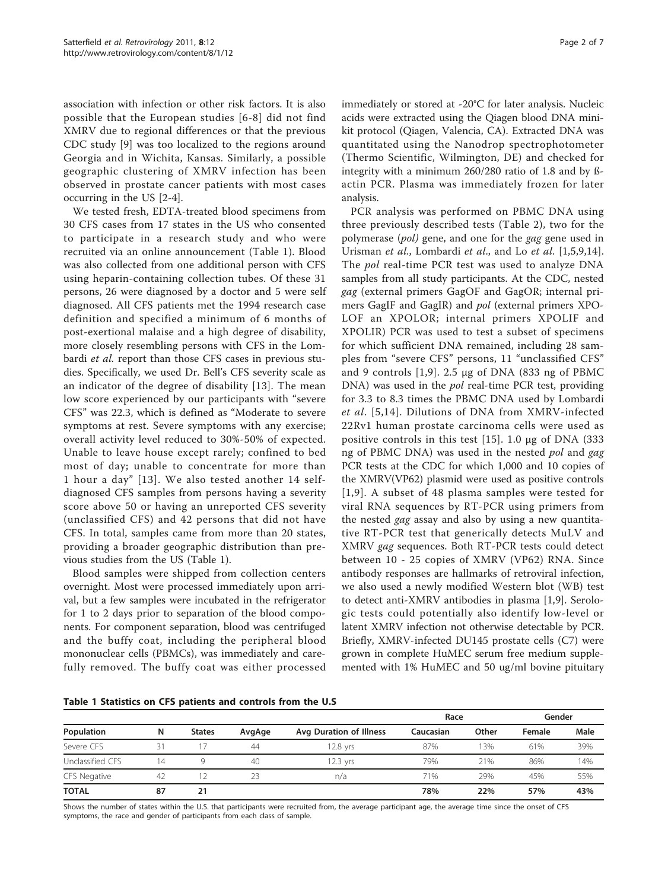association with infection or other risk factors. It is also possible that the European studies [6-8] did not find XMRV due to regional differences or that the previous CDC study [9] was too localized to the regions around Georgia and in Wichita, Kansas. Similarly, a possible geographic clustering of XMRV infection has been observed in prostate cancer patients with most cases occurring in the US [2-4].

We tested fresh, EDTA-treated blood specimens from 30 CFS cases from 17 states in the US who consented to participate in a research study and who were recruited via an online announcement (Table 1). Blood was also collected from one additional person with CFS using heparin-containing collection tubes. Of these 31 persons, 26 were diagnosed by a doctor and 5 were self diagnosed. All CFS patients met the 1994 research case definition and specified a minimum of 6 months of post-exertional malaise and a high degree of disability, more closely resembling persons with CFS in the Lombardi *et al.* report than those CFS cases in previous studies. Specifically, we used Dr. Bell's CFS severity scale as an indicator of the degree of disability [13]. The mean low score experienced by our participants with "severe CFS" was 22.3, which is defined as "Moderate to severe symptoms at rest. Severe symptoms with any exercise; overall activity level reduced to 30%-50% of expected. Unable to leave house except rarely; confined to bed most of day; unable to concentrate for more than 1 hour a day" [13]. We also tested another 14 self-diagnosed CFS samples from persons having a severity score above 50 or having an unreported CFS severity (unclassified CFS) and 42 persons that did not have CFS. In total, samples came from more than 20 states, providing a broader geographic distribution than previous studies from the US (Table 1).

Blood samples were shipped from collection centers overnight. Most were processed immediately upon arrival, but a few samples were incubated in the refrigerator for 1 to 2 days prior to separation of the blood components. For component separation, blood was centrifuged and the buffy coat, including the peripheral blood mononuclear cells (PBMCs), was immediately and carefully removed. The buffy coat was either processed immediately or stored at -20°C for later analysis. Nucleic acids were extracted using the Qiagen blood DNA mini-kit protocol (Qiagen, Valencia, CA). Extracted DNA was quantitated using the Nanodrop spectrophotometer (Thermo Scientific, Wilmington, DE) and checked for integrity with a minimum 260/280 ratio of 1.8 and by ß-actin PCR. Plasma was immediately frozen for later analysis.

PCR analysis was performed on PBMC DNA using three previously described tests (Table 2), two for the polymerase (*pol*) gene, and one for the *gag* gene used in Urisman *et al.*, Lombardi *et al.*, and Lo *et al.* [1,5,9,14]. The *pol* real-time PCR test was used to analyze DNA samples from all study participants. At the CDC, nested *gag* (external primers GagOF and GagOR; internal primers GagIF and GagIR) and *pol* (external primers XPOLOF an XPOLOR; internal primers XPOLIF and XPOLIR) PCR was used to test a subset of specimens for which sufficient DNA remained, including 28 samples from "severe CFS" persons, 11 "unclassified CFS" and 9 controls [1,9]. 2.5 μg of DNA (833 ng of PBMC DNA) was used in the *pol* real-time PCR test, providing for 3.3 to 8.3 times the PBMC DNA used by Lombardi *et al.* [5,14]. Dilutions of DNA from XMRV-infected 22Rv1 human prostate carcinoma cells were used as positive controls in this test [15]. 1.0 μg of DNA (333 ng of PBMC DNA) was used in the nested *pol* and *gag* PCR tests at the CDC for which 1,000 and 10 copies of the XMRV(VP62) plasmid were used as positive controls [1,9]. A subset of 48 plasma samples were tested for viral RNA sequences by RT-PCR using primers from the nested *gag* assay and also by using a new quantitative RT-PCR test that generically detects MuLV and XMRV *gag* sequences. Both RT-PCR tests could detect between 10 - 25 copies of XMRV (VP62) RNA. Since antibody responses are hallmarks of retroviral infection, we also used a newly modified Western blot (WB) test to detect anti-XMRV antibodies in plasma [1,9]. Serologic tests could potentially also identify low-level or latent XMRV infection not otherwise detectable by PCR. Briefly, XMRV-infected DU145 prostate cells (C7) were grown in complete HuMEC serum free medium supplemented with 1% HuMEC and 50 ug/ml bovine pituitary

**Table 1 Statistics on CFS patients and controls from the U.S**

| | | | | | Race | | Gender | |
|---|---|---|---|---|---|---|---|---|
| Population | N | States | AvgAge | Avg Duration of Illness | Caucasian | Other | Female | Male |
| Severe CFS | 31 | 17 | 44 | 12.8 yrs | 87% | 13% | 61% | 39% |
| Unclassified CFS | 14 | 9 | 40 | 12.3 yrs | 79% | 21% | 86% | 14% |
| CFS Negative | 42 | 12 | 23 | n/a | 71% | 29% | 45% | 55% |
| **TOTAL** | **87** | **21** | | | **78%** | **22%** | **57%** | **43%** |

Shows the number of states within the U.S. that participants were recruited from, the average participant age, the average time since the onset of CFS symptoms, the race and gender of participants from each class of sample.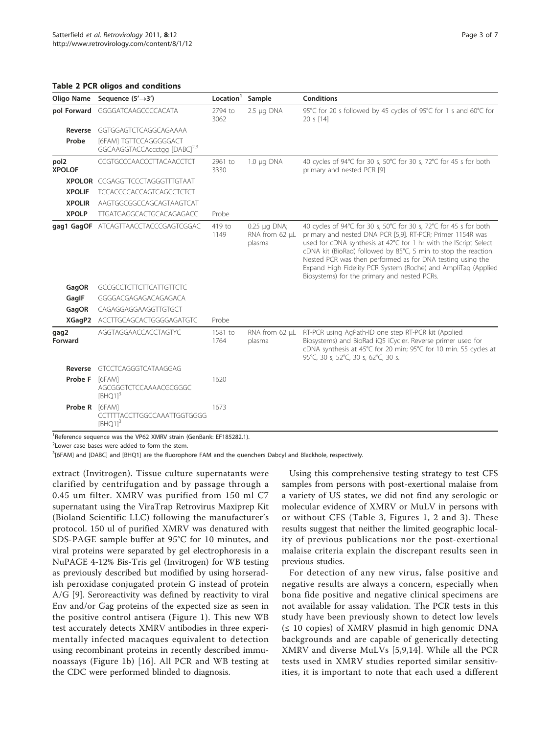**Table 2 PCR oligos and conditions**

| Oligo Name | Sequence (5'→3') | Location[1] | Sample | Conditions |
|---|---|---|---|---|
| **pol Forward** | GGGGATCAAGCCCCACATA | 2794 to 3062 | 2.5 μg DNA | 95°C for 20 s followed by 45 cycles of 95°C for 1 s and 60°C for 20 s [14] |
| **Reverse** | GGTGGAGTCTCAGGCAGAAAA | | | |
| **Probe** | [6FAM] TGTTCCAGGGGGACT GGCAAGGTACCccctgg [DABC][2,3] | | | |
| **pol2 XPOLOF** | CCGTGCCCAACCCTTACAACCTCT | 2961 to 3330 | 1.0 μg DNA | 40 cycles of 94°C for 30 s, 50°C for 30 s, 72°C for 45 s for both primary and nested PCR [9] |
| **XPOLOR** | CCGAGGTTCCCTAGGGTTTGTAAT | | | |
| **XPOLIF** | TCCACCCCACCAGTCAGCCTCTCT | | | |
| **XPOLIR** | AAGTGGCGGCCAGCAGTAAGTCAT | | | |
| **XPOLP** | TTGATGAGGCACTGCACAGAGACC | Probe | | |
| **gag1 GagOF** | ATCAGTTAACCTACCCGAGTCGGAC | 419 to 1149 | 0.25 μg DNA; RNA from 62 μL plasma | 40 cycles of 94°C for 30 s, 50°C for 30 s, 72°C for 45 s for both primary and nested DNA PCR [5,9]. RT-PCR; Primer 1154R was used for cDNA synthesis at 42°C for 1 hr with the IScript Select cDNA kit (BioRad) followed by 85°C, 5 min to stop the reaction. Nested PCR was then performed as for DNA testing using the Expand High Fidelity PCR System (Roche) and AmpliTaq (Applied Biosystems) for the primary and nested PCRs. |
| **GagOR** | GCCGCCTCTTCTTCATTGTTCTC | | | |
| **GagIF** | GGGGACGAGAGACAGAGACA | | | |
| **GagOR** | CAGAGGAGGAAGGTTGTGCT | | | |
| **XGagP2** | ACCTTGCAGCACTGGGGAGATGTC | Probe | | |
| **gag2 Forward** | AGGTAGGAACCACCTAGTYC | 1581 to 1764 | RNA from 62 μL plasma | RT-PCR using AgPath-ID one step RT-PCR kit (Applied Biosystems) and BioRad iQ5 iCycler. Reverse primer used for cDNA synthesis at 45°C for 20 min; 95°C for 10 min. 55 cycles at 95°C, 30 s, 52°C, 30 s, 62°C, 30 s. |
| **Reverse** | GTCCTCAGGGTCATAAGGAG | | | |
| **Probe F** | [6FAM] AGCGGGTCTCCAAAACGCGGGC [BHQ1][3] | 1620 | | |
| **Probe R** | [6FAM] CCTTTTACCTTGGCCAAATTGGTGGGG [BHQ1][3] | 1673 | | |

[1]Reference sequence was the VP62 XMRV strain (GenBank: EF185282.1).

[2]Lower case bases were added to form the stem.

[3][6FAM] and [DABC] and [BHQ1] are the fluorophore FAM and the quenchers Dabcyl and Blackhole, respectively.

extract (Invitrogen). Tissue culture supernatants were clarified by centrifugation and by passage through a 0.45 um filter. XMRV was purified from 150 ml C7 supernatant using the ViraTrap Retrovirus Maxiprep Kit (Bioland Scientific LLC) following the manufacturer's protocol. 150 ul of purified XMRV was denatured with SDS-PAGE sample buffer at 95°C for 10 minutes, and viral proteins were separated by gel electrophoresis in a NuPAGE 4-12% Bis-Tris gel (Invitrogen) for WB testing as previously described but modified by using horseradish peroxidase conjugated protein G instead of protein A/G [9]. Seroreactivity was defined by reactivity to viral Env and/or Gag proteins of the expected size as seen in the positive control antisera (Figure 1). This new WB test accurately detects XMRV antibodies in three experimentally infected macaques equivalent to detection using recombinant proteins in recently described immunoassays (Figure 1b) [16]. All PCR and WB testing at the CDC were performed blinded to diagnosis.

Using this comprehensive testing strategy to test CFS samples from persons with post-exertional malaise from a variety of US states, we did not find any serologic or molecular evidence of XMRV or MuLV in persons with or without CFS (Table 3, Figures 1, 2 and 3). These results suggest that neither the limited geographic locality of previous publications nor the post-exertional malaise criteria explain the discrepant results seen in previous studies.

For detection of any new virus, false positive and negative results are always a concern, especially when bona fide positive and negative clinical specimens are not available for assay validation. The PCR tests in this study have been previously shown to detect low levels (≤ 10 copies) of XMRV plasmid in high genomic DNA backgrounds and are capable of generically detecting XMRV and diverse MuLVs [5,9,14]. While all the PCR tests used in XMRV studies reported similar sensitivities, it is important to note that each used a different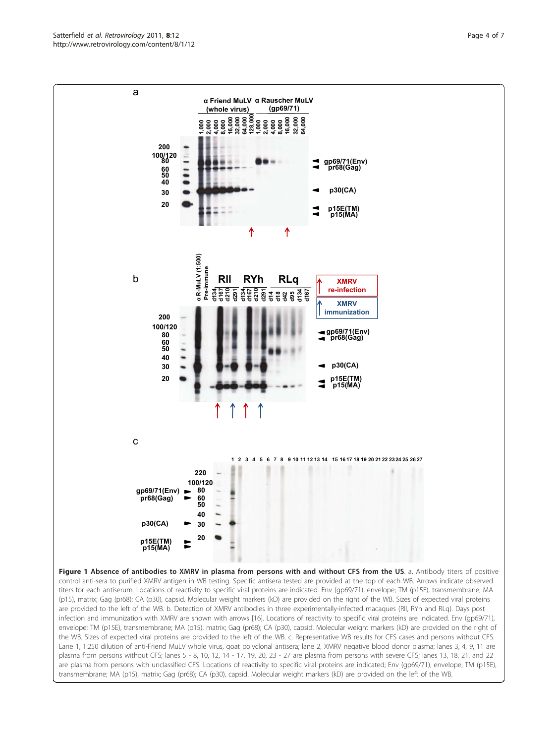**Figure 1 Absence of antibodies to XMRV in plasma from persons with and without CFS from the US**. a. Antibody titers of positive control anti-sera to purified XMRV antigen in WB testing. Specific antisera tested are provided at the top of each WB. Arrows indicate observed titers for each antiserum. Locations of reactivity to specific viral proteins are indicated. Env (gp69/71), envelope; TM (p15E), transmembrane; MA (p15), matrix; Gag (pr68); CA (p30), capsid. Molecular weight markers (kD) are provided on the right of the WB. Sizes of expected viral proteins are provided to the left of the WB. b. Detection of XMRV antibodies in three experimentally-infected macaques (RII, RYh and RLq). Days post infection and immunization with XMRV are shown with arrows [16]. Locations of reactivity to specific viral proteins are indicated. Env (gp69/71), envelope; TM (p15E), transmembrane; MA (p15), matrix; Gag (pr68); CA (p30), capsid. Molecular weight markers (kD) are provided on the right of the WB. Sizes of expected viral proteins are provided to the left of the WB. c. Representative WB results for CFS cases and persons without CFS. Lane 1, 1:250 dilution of anti-Friend MuLV whole virus, goat polyclonal antisera; lane 2, XMRV negative blood donor plasma; lanes 3, 4, 9, 11 are plasma from persons without CFS; lanes 5 - 8, 10, 12, 14 - 17, 19, 20, 23 - 27 are plasma from persons with severe CFS; lanes 13, 18, 21, and 22 are plasma from persons with unclassified CFS. Locations of reactivity to specific viral proteins are indicated; Env (gp69/71), envelope; TM (p15E), transmembrane; MA (p15), matrix; Gag (pr68); CA (p30), capsid. Molecular weight markers (kD) are provided on the left of the WB.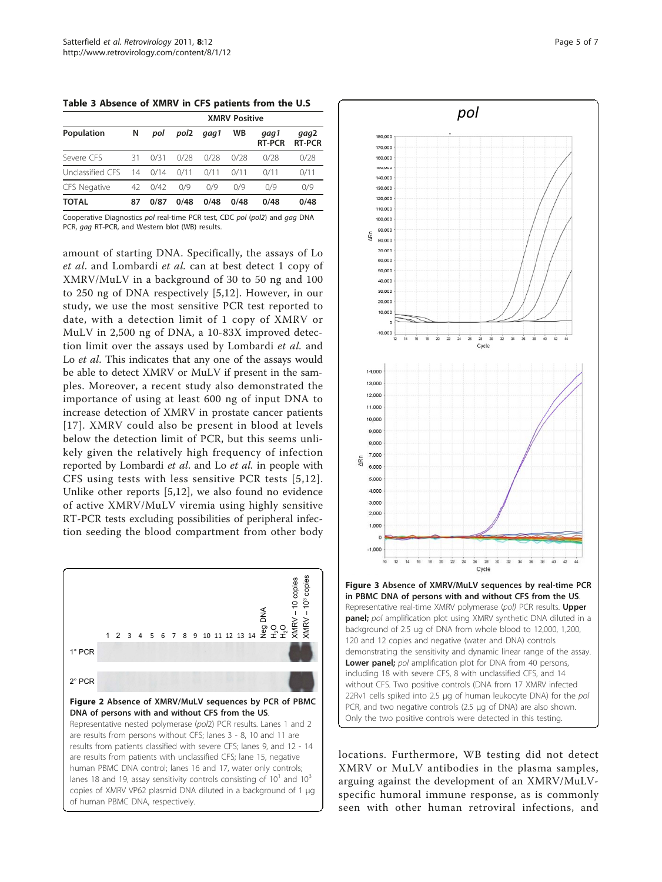**Table 3 Absence of XMRV in CFS patients from the U.S**

| Population | N | XMRV Positive | | | | | |
|---|---|---|---|---|---|---|---|
| | | *pol* | *pol2* | *gag1* | WB | *gag1* RT-PCR | *gag2* RT-PCR |
| Severe CFS | 31 | 0/31 | 0/28 | 0/28 | 0/28 | 0/28 | 0/28 |
| Unclassified CFS | 14 | 0/14 | 0/11 | 0/11 | 0/11 | 0/11 | 0/11 |
| CFS Negative | 42 | 0/42 | 0/9 | 0/9 | 0/9 | 0/9 | 0/9 |
| **TOTAL** | **87** | **0/87** | **0/48** | **0/48** | **0/48** | **0/48** | **0/48** |

Cooperative Diagnostics *pol* real-time PCR test, CDC *pol* (*pol2*) and *gag* DNA PCR, *gag* RT-PCR, and Western blot (WB) results.

amount of starting DNA. Specifically, the assays of Lo *et al*. and Lombardi *et al.* can at best detect 1 copy of XMRV/MuLV in a background of 30 to 50 ng and 100 to 250 ng of DNA respectively [5,12]. However, in our study, we use the most sensitive PCR test reported to date, with a detection limit of 1 copy of XMRV or MuLV in 2,500 ng of DNA, a 10-83X improved detection limit over the assays used by Lombardi *et al.* and Lo *et al*. This indicates that any one of the assays would be able to detect XMRV or MuLV if present in the samples. Moreover, a recent study also demonstrated the importance of using at least 600 ng of input DNA to increase detection of XMRV in prostate cancer patients [17]. XMRV could also be present in blood at levels below the detection limit of PCR, but this seems unlikely given the relatively high frequency of infection reported by Lombardi *et al*. and Lo *et al.* in people with CFS using tests with less sensitive PCR tests [5,12]. Unlike other reports [5,12], we also found no evidence of active XMRV/MuLV viremia using highly sensitive RT-PCR tests excluding possibilities of peripheral infection seeding the blood compartment from other body locations. Furthermore, WB testing did not detect XMRV or MuLV antibodies in the plasma samples, arguing against the development of an XMRV/MuLV-specific humoral immune response, as is commonly seen with other human retroviral infections, and

**Figure 2 Absence of XMRV/MuLV sequences by PCR of PBMC DNA of persons with and without CFS from the US**. Representative nested polymerase (*pol2*) PCR results. Lanes 1 and 2 are results from persons without CFS; lanes 3 - 8, 10 and 11 are results from patients classified with severe CFS; lanes 9, and 12 - 14 are results from patients with unclassified CFS; lane 15, negative human PBMC DNA control; lanes 16 and 17, water only controls; lanes 18 and 19, assay sensitivity controls consisting of $10^1$ and $10^3$ copies of XMRV VP62 plasmid DNA diluted in a background of 1 μg of human PBMC DNA, respectively.

**Figure 3 Absence of XMRV/MuLV sequences by real-time PCR in PBMC DNA of persons with and without CFS from the US**. Representative real-time XMRV polymerase (*pol*) PCR results. **Upper panel;** *pol* amplification plot using XMRV synthetic DNA diluted in a background of 2.5 ug of DNA from whole blood to 12,000, 1,200, 120 and 12 copies and negative (water and DNA) controls demonstrating the sensitivity and dynamic linear range of the assay. **Lower panel;** *pol* amplification plot for DNA from 40 persons, including 18 with severe CFS, 8 with unclassified CFS, and 14 without CFS. Two positive controls (DNA from 17 XMRV infected 22Rv1 cells spiked into 2.5 μg of human leukocyte DNA) for the *pol* PCR, and two negative controls (2.5 μg of DNA) are also shown. Only the two positive controls were detected in this testing.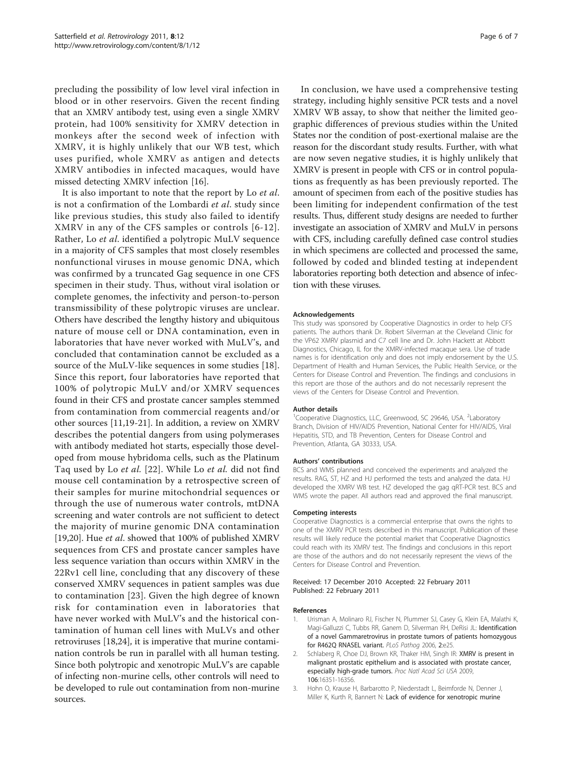precluding the possibility of low level viral infection in blood or in other reservoirs. Given the recent finding that an XMRV antibody test, using even a single XMRV protein, had 100% sensitivity for XMRV detection in monkeys after the second week of infection with XMRV, it is highly unlikely that our WB test, which uses purified, whole XMRV as antigen and detects XMRV antibodies in infected macaques, would have missed detecting XMRV infection [16].

It is also important to note that the report by Lo *et al.* is not a confirmation of the Lombardi *et al.* study since like previous studies, this study also failed to identify XMRV in any of the CFS samples or controls [6-12]. Rather, Lo *et al.* identified a polytropic MuLV sequence in a majority of CFS samples that most closely resembles nonfunctional viruses in mouse genomic DNA, which was confirmed by a truncated Gag sequence in one CFS specimen in their study. Thus, without viral isolation or complete genomes, the infectivity and person-to-person transmissibility of these polytropic viruses are unclear. Others have described the lengthy history and ubiquitous nature of mouse cell or DNA contamination, even in laboratories that have never worked with MuLV's, and concluded that contamination cannot be excluded as a source of the MuLV-like sequences in some studies [18]. Since this report, four laboratories have reported that 100% of polytropic MuLV and/or XMRV sequences found in their CFS and prostate cancer samples stemmed from contamination from commercial reagents and/or other sources [11,19-21]. In addition, a review on XMRV describes the potential dangers from using polymerases with antibody mediated hot starts, especially those developed from mouse hybridoma cells, such as the Platinum Taq used by Lo *et al.* [22]. While Lo *et al.* did not find mouse cell contamination by a retrospective screen of their samples for murine mitochondrial sequences or through the use of numerous water controls, mtDNA screening and water controls are not sufficient to detect the majority of murine genomic DNA contamination [19,20]. Hue *et al.* showed that 100% of published XMRV sequences from CFS and prostate cancer samples have less sequence variation than occurs within XMRV in the 22Rv1 cell line, concluding that any discovery of these conserved XMRV sequences in patient samples was due to contamination [23]. Given the high degree of known risk for contamination even in laboratories that have never worked with MuLV's and the historical contamination of human cell lines with MuLVs and other retroviruses [18,24], it is imperative that murine contamination controls be run in parallel with all human testing. Since both polytropic and xenotropic MuLV's are capable of infecting non-murine cells, other controls will need to be developed to rule out contamination from non-murine sources.

In conclusion, we have used a comprehensive testing strategy, including highly sensitive PCR tests and a novel XMRV WB assay, to show that neither the limited geographic differences of previous studies within the United States nor the condition of post-exertional malaise are the reason for the discordant study results. Further, with what are now seven negative studies, it is highly unlikely that XMRV is present in people with CFS or in control populations as frequently as has been previously reported. The amount of specimen from each of the positive studies has been limiting for independent confirmation of the test results. Thus, different study designs are needed to further investigate an association of XMRV and MuLV in persons with CFS, including carefully defined case control studies in which specimens are collected and processed the same, followed by coded and blinded testing at independent laboratories reporting both detection and absence of infection with these viruses.

#### Acknowledgements

This study was sponsored by Cooperative Diagnostics in order to help CFS patients. The authors thank Dr. Robert Silverman at the Cleveland Clinic for the VP62 XMRV plasmid and C7 cell line and Dr. John Hackett at Abbott Diagnostics, Chicago, IL for the XMRV-infected macaque sera. Use of trade names is for identification only and does not imply endorsement by the U.S. Department of Health and Human Services, the Public Health Service, or the Centers for Disease Control and Prevention. The findings and conclusions in this report are those of the authors and do not necessarily represent the views of the Centers for Disease Control and Prevention.

#### Author details

[1]Cooperative Diagnostics, LLC, Greenwood, SC 29646, USA. [2]Laboratory Branch, Division of HIV/AIDS Prevention, National Center for HIV/AIDS, Viral Hepatitis, STD, and TB Prevention, Centers for Disease Control and Prevention, Atlanta, GA 30333, USA.

#### Authors' contributions

BCS and WMS planned and conceived the experiments and analyzed the results. RAG, ST, HZ and HJ performed the tests and analyzed the data. HJ developed the XMRV WB test. HZ developed the gag qRT-PCR test. BCS and WMS wrote the paper. All authors read and approved the final manuscript.

#### Competing interests

Cooperative Diagnostics is a commercial enterprise that owns the rights to one of the XMRV PCR tests described in this manuscript. Publication of these results will likely reduce the potential market that Cooperative Diagnostics could reach with its XMRV test. The findings and conclusions in this report are those of the authors and do not necessarily represent the views of the Centers for Disease Control and Prevention.

Received: 17 December 2010 Accepted: 22 February 2011
Published: 22 February 2011

#### References

1. Urisman A, Molinaro RJ, Fischer N, Plummer SJ, Casey G, Klein EA, Malathi K, Magi-Galluzzi C, Tubbs RR, Ganem D, Silverman RH, DeRisi JL: Identification of a novel Gammaretrovirus in prostate tumors of patients homozygous for R462Q RNASEL variant. *PLoS Pathog* 2006, 2:e25.
2. Schlaberg R, Choe DJ, Brown KR, Thaker HM, Singh IR: XMRV is present in malignant prostatic epithelium and is associated with prostate cancer, especially high-grade tumors. *Proc Natl Acad Sci USA* 2009, 106:16351-16356.
3. Hohn O, Krause H, Barbarotto P, Niederstadt L, Beimforde N, Denner J, Miller K, Kurth R, Bannert N: Lack of evidence for xenotropic murine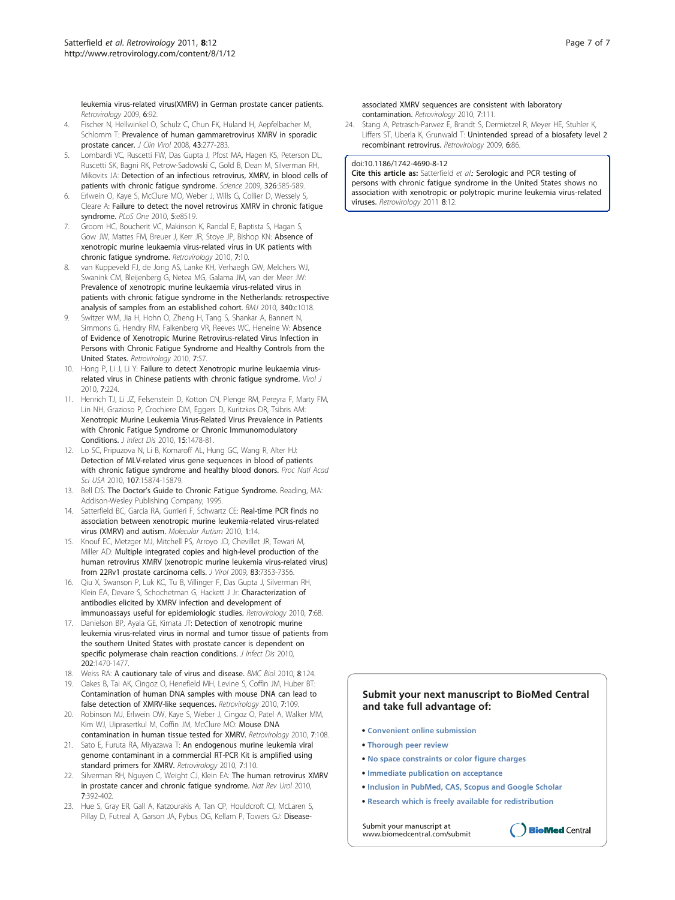leukemia virus-related virus(XMRV) in German prostate cancer patients. *Retrovirology* 2009, 6:92.

4. Fischer N, Hellwinkel O, Schulz C, Chun FK, Huland H, Aepfelbacher M, Schlomm T: **Prevalence of human gammaretrovirus XMRV in sporadic prostate cancer.** *J Clin Virol* 2008, 43:277-283.
5. Lombardi VC, Ruscetti FW, Das Gupta J, Pfost MA, Hagen KS, Peterson DL, Ruscetti SK, Bagni RK, Petrow-Sadowski C, Gold B, Dean M, Silverman RH, Mikovits JA: **Detection of an infectious retrovirus, XMRV, in blood cells of patients with chronic fatigue syndrome.** *Science* 2009, 326:585-589.
6. Erlwein O, Kaye S, McClure MO, Weber J, Wills G, Collier D, Wessely S, Cleare A: **Failure to detect the novel retrovirus XMRV in chronic fatigue syndrome.** *PLoS One* 2010, 5:e8519.
7. Groom HC, Boucherit VC, Makinson K, Randal E, Baptista S, Hagan S, Gow JW, Mattes FM, Breuer J, Kerr JR, Stoye JP, Bishop KN: **Absence of xenotropic murine leukaemia virus-related virus in UK patients with chronic fatigue syndrome.** *Retrovirology* 2010, 7:10.
8. van Kuppeveld FJ, de Jong AS, Lanke KH, Verhaegh GW, Melchers WJ, Swanink CM, Bleijenberg G, Netea MG, Galama JM, van der Meer JW: **Prevalence of xenotropic murine leukaemia virus-related virus in patients with chronic fatigue syndrome in the Netherlands: retrospective analysis of samples from an established cohort.** *BMJ* 2010, 340:c1018.
9. Switzer WM, Jia H, Hohn O, Zheng H, Tang S, Shankar A, Bannert N, Simmons G, Hendry RM, Falkenberg VR, Reeves WC, Heneine W: **Absence of Evidence of Xenotropic Murine Retrovirus-related Virus Infection in Persons with Chronic Fatigue Syndrome and Healthy Controls from the United States.** *Retrovirology* 2010, 7:57.
10. Hong P, Li J, Li Y: **Failure to detect Xenotropic murine leukaemia virus-related virus in Chinese patients with chronic fatigue syndrome.** *Virol J* 2010, 7:224.
11. Henrich TJ, Li JZ, Felsenstein D, Kotton CN, Plenge RM, Pereyra F, Marty FM, Lin NH, Grazioso P, Crochiere DM, Eggers D, Kuritzkes DR, Tsibris AM: **Xenotropic Murine Leukemia Virus-Related Virus Prevalence in Patients with Chronic Fatigue Syndrome or Chronic Immunomodulatory Conditions.** *J Infect Dis* 2010, 15:1478-81.
12. Lo SC, Pripuzova N, Li B, Komaroff AL, Hung GC, Wang R, Alter HJ: **Detection of MLV-related virus gene sequences in blood of patients with chronic fatigue syndrome and healthy blood donors.** *Proc Natl Acad Sci USA* 2010, 107:15874-15879.
13. Bell DS: **The Doctor's Guide to Chronic Fatigue Syndrome.** Reading, MA: Addison-Wesley Publishing Company; 1995.
14. Satterfield BC, Garcia RA, Gurrieri F, Schwartz CE: **Real-time PCR finds no association between xenotropic murine leukemia-related virus-related virus (XMRV) and autism.** *Molecular Autism* 2010, 1:14.
15. Knouf EC, Metzger MJ, Mitchell PS, Arroyo JD, Chevillet JR, Tewari M, Miller AD: **Multiple integrated copies and high-level production of the human retrovirus XMRV (xenotropic murine leukemia virus-related virus) from 22Rv1 prostate carcinoma cells.** *J Virol* 2009, 83:7353-7356.
16. Qiu X, Swanson P, Luk KC, Tu B, Villinger F, Das Gupta J, Silverman RH, Klein EA, Devare S, Schochetman G, Hackett J Jr: **Characterization of antibodies elicited by XMRV infection and development of immunoassays useful for epidemiologic studies.** *Retrovirology* 2010, 7:68.
17. Danielson BP, Ayala GE, Kimata JT: **Detection of xenotropic murine leukemia virus-related virus in normal and tumor tissue of patients from the southern United States with prostate cancer is dependent on specific polymerase chain reaction conditions.** *J Infect Dis* 2010, 202:1470-1477.
18. Weiss RA: **A cautionary tale of virus and disease.** *BMC Biol* 2010, 8:124.
19. Oakes B, Tai AK, Cingoz O, Henefield MH, Levine S, Coffin JM, Huber BT: **Contamination of human DNA samples with mouse DNA can lead to false detection of XMRV-like sequences.** *Retrovirology* 2010, 7:109.
20. Robinson MJ, Erlwein OW, Kaye S, Weber J, Cingoz O, Patel A, Walker MM, Kim WJ, Uiprasertkul M, Coffin JM, McClure MO: **Mouse DNA contamination in human tissue tested for XMRV.** *Retrovirology* 2010, 7:108.
21. Sato E, Furuta RA, Miyazawa T: **An endogenous murine leukemia viral genome contaminant in a commercial RT-PCR Kit is amplified using standard primers for XMRV.** *Retrovirology* 2010, 7:110.
22. Silverman RH, Nguyen C, Weight CJ, Klein EA: **The human retrovirus XMRV in prostate cancer and chronic fatigue syndrome.** *Nat Rev Urol* 2010, 7:392-402.
23. Hue S, Gray ER, Gall A, Katzourakis A, Tan CP, Houldcroft CJ, McLaren S, Pillay D, Futreal A, Garson JA, Pybus OG, Kellam P, Towers GJ: **Disease-associated XMRV sequences are consistent with laboratory contamination.** *Retrovirology* 2010, 7:111.
24. Stang A, Petrasch-Parwez E, Brandt S, Dermietzel R, Meyer HE, Stuhler K, Liffers ST, Uberla K, Grunwald T: **Unintended spread of a biosafety level 2 recombinant retrovirus.** *Retrovirology* 2009, 6:86.

doi:10.1186/1742-4690-8-12

**Cite this article as:** Satterfield *et al.*: Serologic and PCR testing of persons with chronic fatigue syndrome in the United States shows no association with xenotropic or polytropic murine leukemia virus-related viruses. *Retrovirology* 2011 8:12.

**Submit your next manuscript to BioMed Central and take full advantage of:**

- Convenient online submission
- Thorough peer review
- No space constraints or color figure charges
- Immediate publication on acceptance
- Inclusion in PubMed, CAS, Scopus and Google Scholar
- Research which is freely available for redistribution

Submit your manuscript at www.biomedcentral.com/submit

BioMed Central